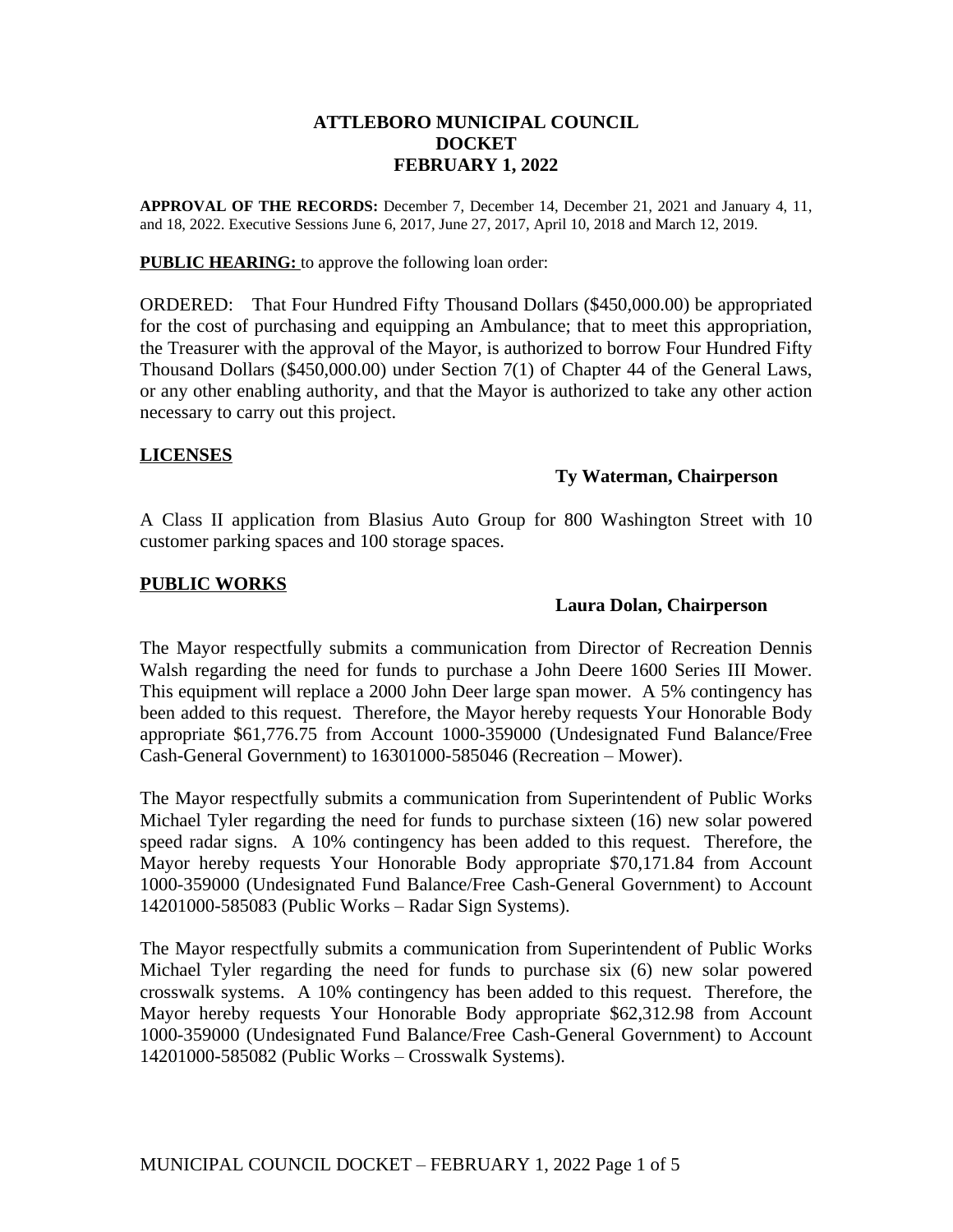# ATTLEBORO MUNICIPAL COUNCIL
# DOCKET
# FEBRUARY 1, 2022

**APPROVAL OF THE RECORDS:** December 7, December 14, December 21, 2021 and January 4, 11, and 18, 2022. Executive Sessions June 6, 2017, June 27, 2017, April 10, 2018 and March 12, 2019.

**PUBLIC HEARING:** to approve the following loan order:

ORDERED: That Four Hundred Fifty Thousand Dollars ($450,000.00) be appropriated for the cost of purchasing and equipping an Ambulance; that to meet this appropriation, the Treasurer with the approval of the Mayor, is authorized to borrow Four Hundred Fifty Thousand Dollars ($450,000.00) under Section 7(1) of Chapter 44 of the General Laws, or any other enabling authority, and that the Mayor is authorized to take any other action necessary to carry out this project.

## LICENSES

**Ty Waterman, Chairperson**

A Class II application from Blasius Auto Group for 800 Washington Street with 10 customer parking spaces and 100 storage spaces.

## PUBLIC WORKS

**Laura Dolan, Chairperson**

The Mayor respectfully submits a communication from Director of Recreation Dennis Walsh regarding the need for funds to purchase a John Deere 1600 Series III Mower. This equipment will replace a 2000 John Deer large span mower. A 5% contingency has been added to this request. Therefore, the Mayor hereby requests Your Honorable Body appropriate $61,776.75 from Account 1000-359000 (Undesignated Fund Balance/Free Cash-General Government) to 16301000-585046 (Recreation – Mower).

The Mayor respectfully submits a communication from Superintendent of Public Works Michael Tyler regarding the need for funds to purchase sixteen (16) new solar powered speed radar signs. A 10% contingency has been added to this request. Therefore, the Mayor hereby requests Your Honorable Body appropriate $70,171.84 from Account 1000-359000 (Undesignated Fund Balance/Free Cash-General Government) to Account 14201000-585083 (Public Works – Radar Sign Systems).

The Mayor respectfully submits a communication from Superintendent of Public Works Michael Tyler regarding the need for funds to purchase six (6) new solar powered crosswalk systems. A 10% contingency has been added to this request. Therefore, the Mayor hereby requests Your Honorable Body appropriate $62,312.98 from Account 1000-359000 (Undesignated Fund Balance/Free Cash-General Government) to Account 14201000-585082 (Public Works – Crosswalk Systems).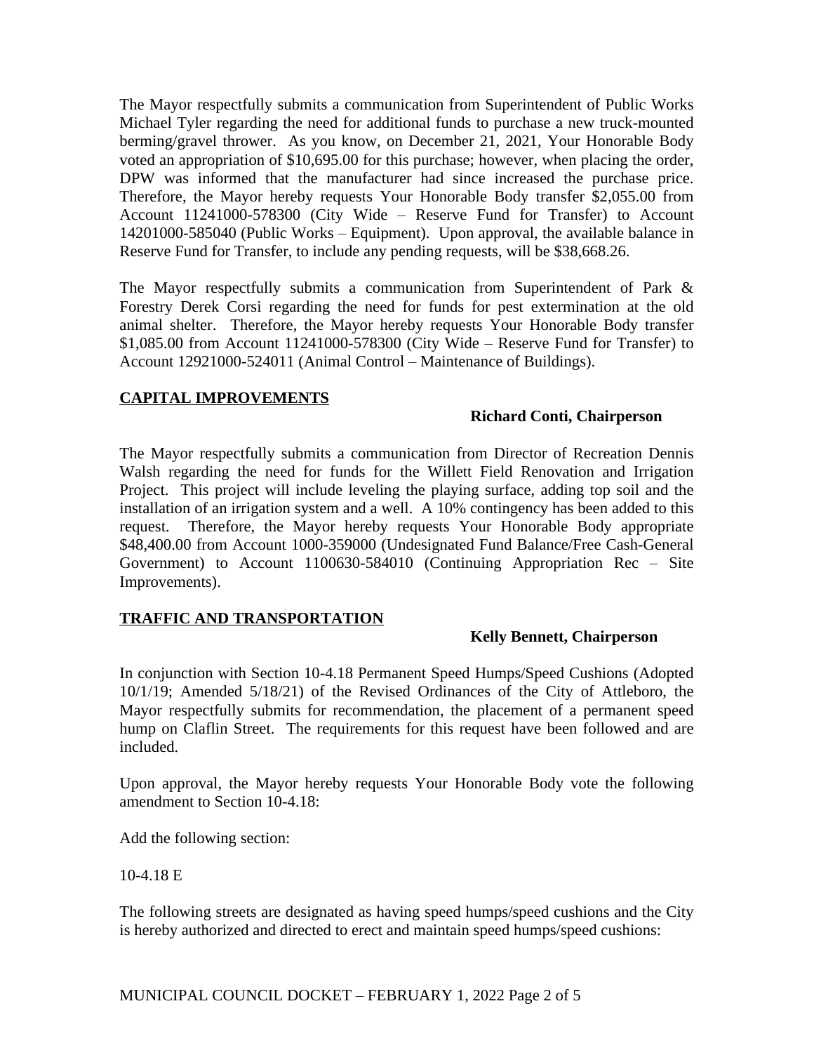The Mayor respectfully submits a communication from Superintendent of Public Works Michael Tyler regarding the need for additional funds to purchase a new truck-mounted berming/gravel thrower. As you know, on December 21, 2021, Your Honorable Body voted an appropriation of $10,695.00 for this purchase; however, when placing the order, DPW was informed that the manufacturer had since increased the purchase price. Therefore, the Mayor hereby requests Your Honorable Body transfer $2,055.00 from Account 11241000-578300 (City Wide – Reserve Fund for Transfer) to Account 14201000-585040 (Public Works – Equipment). Upon approval, the available balance in Reserve Fund for Transfer, to include any pending requests, will be $38,668.26.

The Mayor respectfully submits a communication from Superintendent of Park & Forestry Derek Corsi regarding the need for funds for pest extermination at the old animal shelter. Therefore, the Mayor hereby requests Your Honorable Body transfer $1,085.00 from Account 11241000-578300 (City Wide – Reserve Fund for Transfer) to Account 12921000-524011 (Animal Control – Maintenance of Buildings).

## CAPITAL IMPROVEMENTS

**Richard Conti, Chairperson**

The Mayor respectfully submits a communication from Director of Recreation Dennis Walsh regarding the need for funds for the Willett Field Renovation and Irrigation Project. This project will include leveling the playing surface, adding top soil and the installation of an irrigation system and a well. A 10% contingency has been added to this request. Therefore, the Mayor hereby requests Your Honorable Body appropriate $48,400.00 from Account 1000-359000 (Undesignated Fund Balance/Free Cash-General Government) to Account 1100630-584010 (Continuing Appropriation Rec – Site Improvements).

## TRAFFIC AND TRANSPORTATION

**Kelly Bennett, Chairperson**

In conjunction with Section 10-4.18 Permanent Speed Humps/Speed Cushions (Adopted 10/1/19; Amended 5/18/21) of the Revised Ordinances of the City of Attleboro, the Mayor respectfully submits for recommendation, the placement of a permanent speed hump on Claflin Street. The requirements for this request have been followed and are included.

Upon approval, the Mayor hereby requests Your Honorable Body vote the following amendment to Section 10-4.18:

Add the following section:

10-4.18 E

The following streets are designated as having speed humps/speed cushions and the City is hereby authorized and directed to erect and maintain speed humps/speed cushions: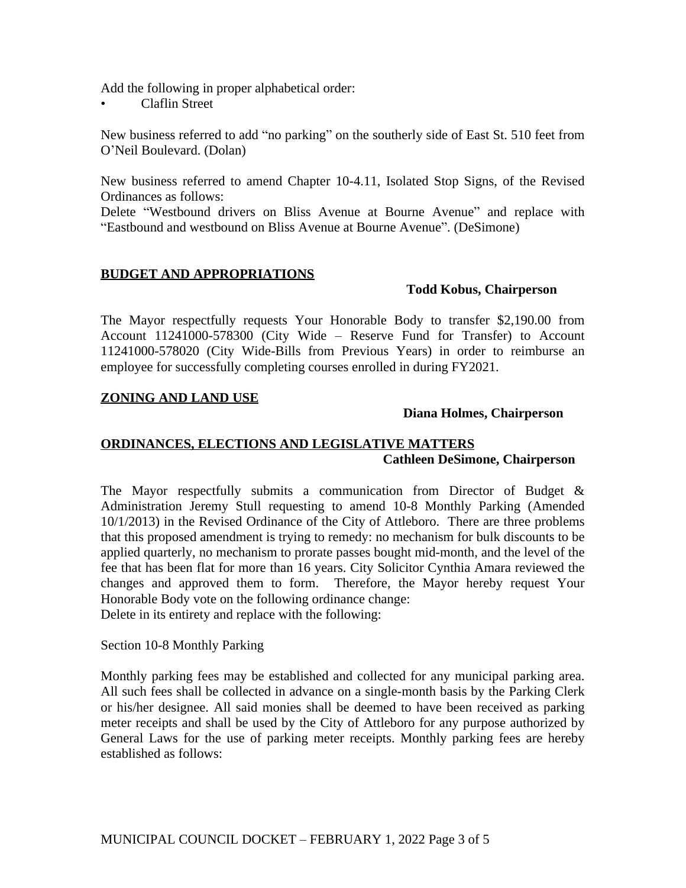Add the following in proper alphabetical order:

- Claflin Street

New business referred to add "no parking" on the southerly side of East St. 510 feet from O'Neil Boulevard. (Dolan)

New business referred to amend Chapter 10-4.11, Isolated Stop Signs, of the Revised Ordinances as follows:
Delete "Westbound drivers on Bliss Avenue at Bourne Avenue" and replace with "Eastbound and westbound on Bliss Avenue at Bourne Avenue". (DeSimone)

## BUDGET AND APPROPRIATIONS

**Todd Kobus, Chairperson**

The Mayor respectfully requests Your Honorable Body to transfer $2,190.00 from Account 11241000-578300 (City Wide – Reserve Fund for Transfer) to Account 11241000-578020 (City Wide-Bills from Previous Years) in order to reimburse an employee for successfully completing courses enrolled in during FY2021.

## ZONING AND LAND USE

**Diana Holmes, Chairperson**

## ORDINANCES, ELECTIONS AND LEGISLATIVE MATTERS

**Cathleen DeSimone, Chairperson**

The Mayor respectfully submits a communication from Director of Budget & Administration Jeremy Stull requesting to amend 10-8 Monthly Parking (Amended 10/1/2013) in the Revised Ordinance of the City of Attleboro. There are three problems that this proposed amendment is trying to remedy: no mechanism for bulk discounts to be applied quarterly, no mechanism to prorate passes bought mid-month, and the level of the fee that has been flat for more than 16 years. City Solicitor Cynthia Amara reviewed the changes and approved them to form. Therefore, the Mayor hereby request Your Honorable Body vote on the following ordinance change:
Delete in its entirety and replace with the following:

Section 10-8 Monthly Parking

Monthly parking fees may be established and collected for any municipal parking area. All such fees shall be collected in advance on a single-month basis by the Parking Clerk or his/her designee. All said monies shall be deemed to have been received as parking meter receipts and shall be used by the City of Attleboro for any purpose authorized by General Laws for the use of parking meter receipts. Monthly parking fees are hereby established as follows: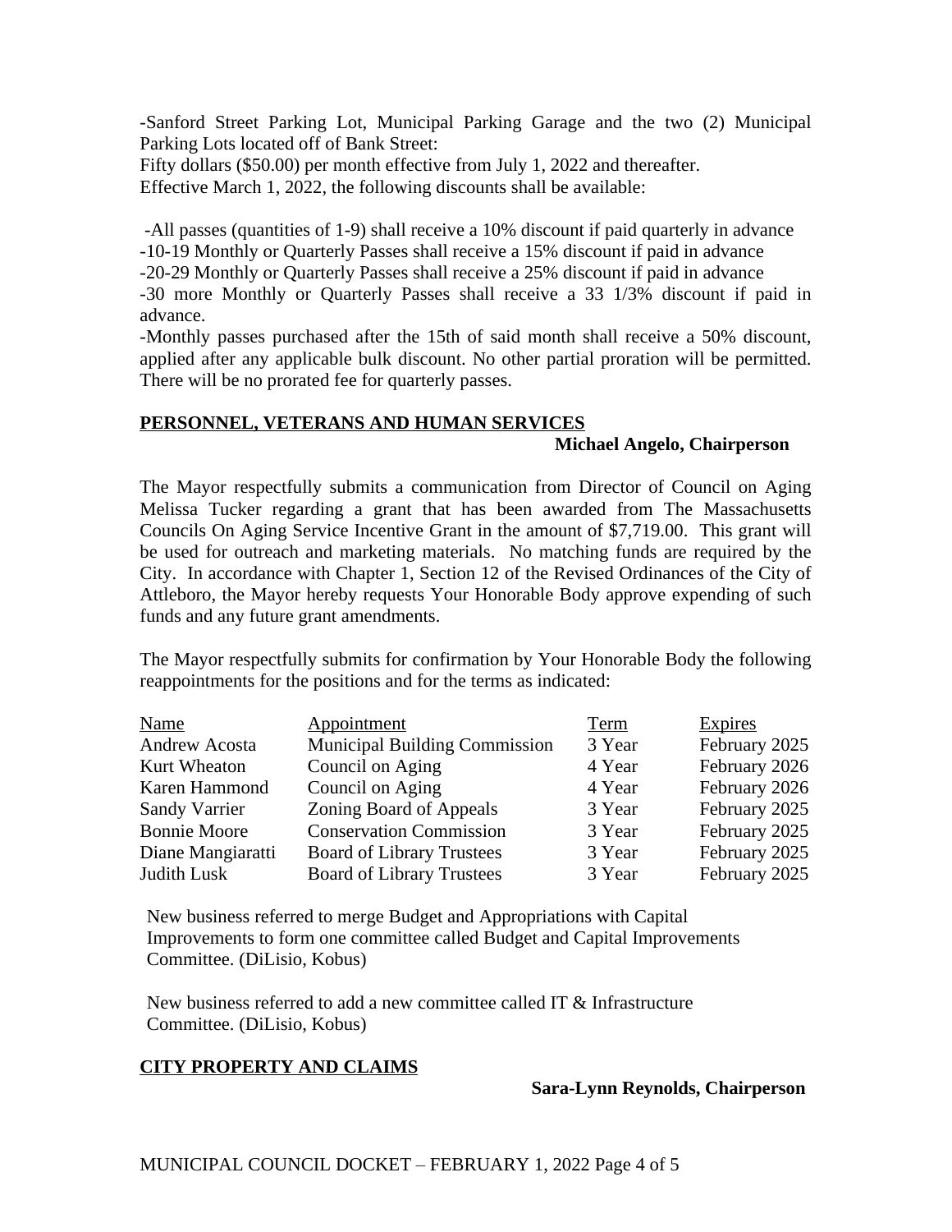-Sanford Street Parking Lot, Municipal Parking Garage and the two (2) Municipal Parking Lots located off of Bank Street:
Fifty dollars ($50.00) per month effective from July 1, 2022 and thereafter.
Effective March 1, 2022, the following discounts shall be available:

-All passes (quantities of 1-9) shall receive a 10% discount if paid quarterly in advance
-10-19 Monthly or Quarterly Passes shall receive a 15% discount if paid in advance
-20-29 Monthly or Quarterly Passes shall receive a 25% discount if paid in advance
-30 more Monthly or Quarterly Passes shall receive a 33 1/3% discount if paid in advance.
-Monthly passes purchased after the 15th of said month shall receive a 50% discount, applied after any applicable bulk discount. No other partial proration will be permitted. There will be no prorated fee for quarterly passes.

## PERSONNEL, VETERANS AND HUMAN SERVICES

**Michael Angelo, Chairperson**

The Mayor respectfully submits a communication from Director of Council on Aging Melissa Tucker regarding a grant that has been awarded from The Massachusetts Councils On Aging Service Incentive Grant in the amount of $7,719.00. This grant will be used for outreach and marketing materials. No matching funds are required by the City. In accordance with Chapter 1, Section 12 of the Revised Ordinances of the City of Attleboro, the Mayor hereby requests Your Honorable Body approve expending of such funds and any future grant amendments.

The Mayor respectfully submits for confirmation by Your Honorable Body the following reappointments for the positions and for the terms as indicated:

| Name | Appointment | Term | Expires |
|---|---|---|---|
| Andrew Acosta | Municipal Building Commission | 3 Year | February 2025 |
| Kurt Wheaton | Council on Aging | 4 Year | February 2026 |
| Karen Hammond | Council on Aging | 4 Year | February 2026 |
| Sandy Varrier | Zoning Board of Appeals | 3 Year | February 2025 |
| Bonnie Moore | Conservation Commission | 3 Year | February 2025 |
| Diane Mangiaratti | Board of Library Trustees | 3 Year | February 2025 |
| Judith Lusk | Board of Library Trustees | 3 Year | February 2025 |

New business referred to merge Budget and Appropriations with Capital Improvements to form one committee called Budget and Capital Improvements Committee. (DiLisio, Kobus)

New business referred to add a new committee called IT & Infrastructure Committee. (DiLisio, Kobus)

## CITY PROPERTY AND CLAIMS

**Sara-Lynn Reynolds, Chairperson**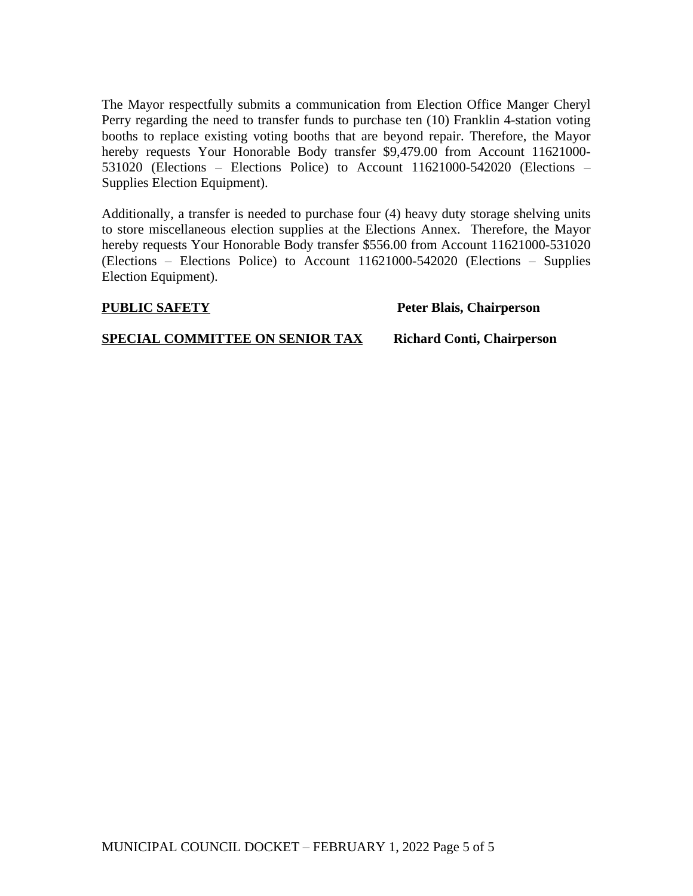The Mayor respectfully submits a communication from Election Office Manger Cheryl Perry regarding the need to transfer funds to purchase ten (10) Franklin 4-station voting booths to replace existing voting booths that are beyond repair. Therefore, the Mayor hereby requests Your Honorable Body transfer $9,479.00 from Account 11621000-531020 (Elections – Elections Police) to Account 11621000-542020 (Elections – Supplies Election Equipment).

Additionally, a transfer is needed to purchase four (4) heavy duty storage shelving units to store miscellaneous election supplies at the Elections Annex. Therefore, the Mayor hereby requests Your Honorable Body transfer $556.00 from Account 11621000-531020 (Elections – Elections Police) to Account 11621000-542020 (Elections – Supplies Election Equipment).

**PUBLIC SAFETY** **Peter Blais, Chairperson**

**SPECIAL COMMITTEE ON SENIOR TAX** **Richard Conti, Chairperson**